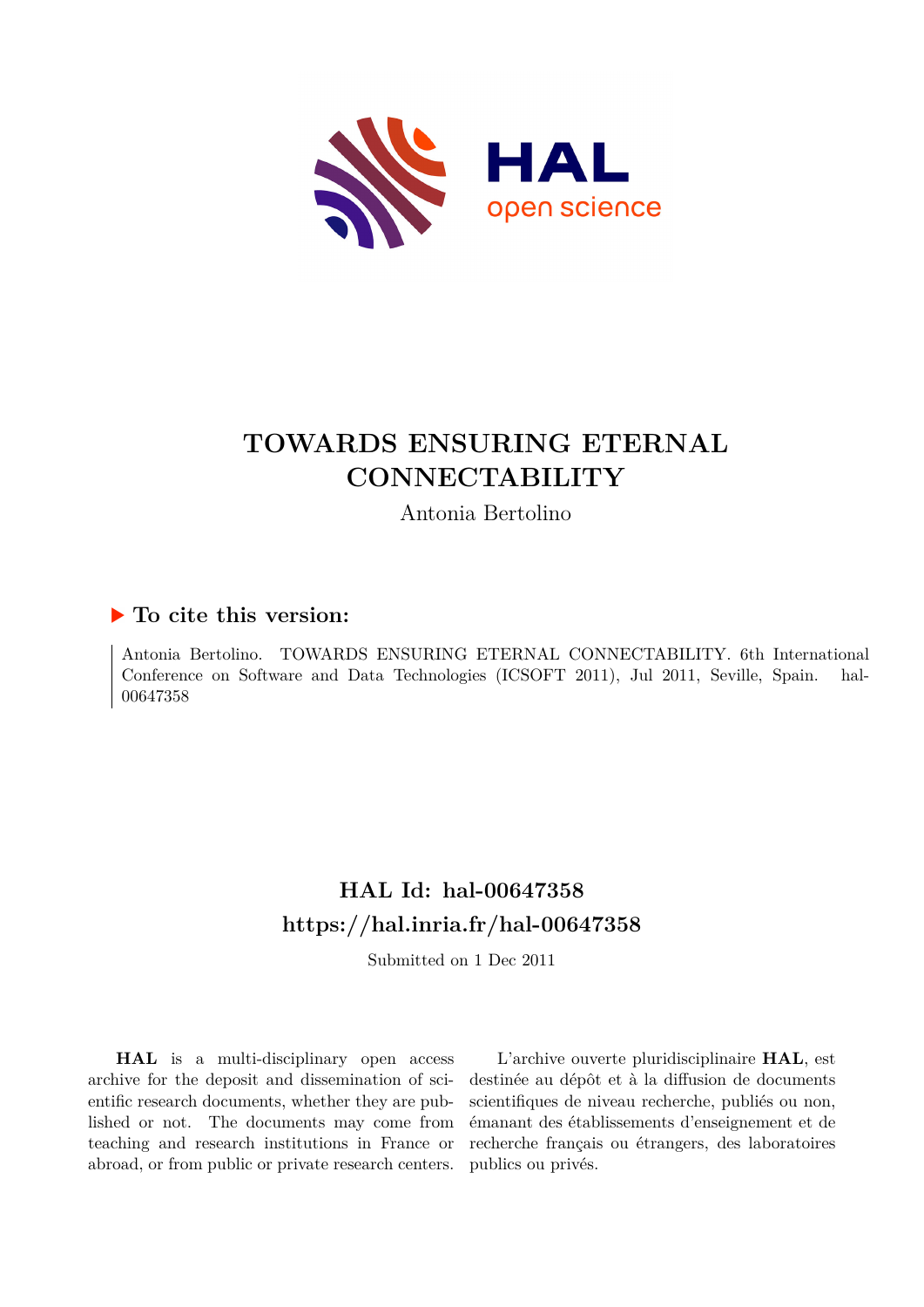# TOWARDS ENSURING ETERNAL CONNECTABILITY

Antonia Bertolino

## ▶ To cite this version:

Antonia Bertolino. TOWARDS ENSURING ETERNAL CONNECTABILITY. 6th International Conference on Software and Data Technologies (ICSOFT 2011), Jul 2011, Seville, Spain. hal-00647358

## HAL Id: hal-00647358

## https://hal.inria.fr/hal-00647358

Submitted on 1 Dec 2011

**HAL** is a multi-disciplinary open access archive for the deposit and dissemination of scientific research documents, whether they are published or not. The documents may come from teaching and research institutions in France or abroad, or from public or private research centers.

L'archive ouverte pluridisciplinaire **HAL**, est destinée au dépôt et à la diffusion de documents scientifiques de niveau recherche, publiés ou non, émanant des établissements d'enseignement et de recherche français ou étrangers, des laboratoires publics ou privés.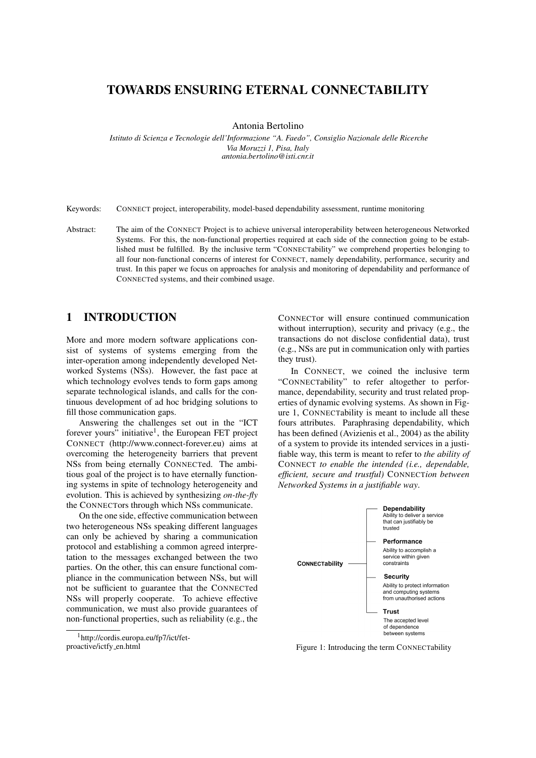# TOWARDS ENSURING ETERNAL CONNECTABILITY

Antonia Bertolino

*Istituto di Scienza e Tecnologie dell'Informazione "A. Faedo", Consiglio Nazionale delle Ricerche*
*Via Moruzzi 1, Pisa, Italy*
*antonia.bertolino@isti.cnr.it*

Keywords: CONNECT project, interoperability, model-based dependability assessment, runtime monitoring

Abstract: The aim of the CONNECT Project is to achieve universal interoperability between heterogeneous Networked Systems. For this, the non-functional properties required at each side of the connection going to be established must be fulfilled. By the inclusive term "CONNECTability" we comprehend properties belonging to all four non-functional concerns of interest for CONNECT, namely dependability, performance, security and trust. In this paper we focus on approaches for analysis and monitoring of dependability and performance of CONNECTed systems, and their combined usage.

## 1 INTRODUCTION

More and more modern software applications consist of systems of systems emerging from the inter-operation among independently developed Networked Systems (NSs). However, the fast pace at which technology evolves tends to form gaps among separate technological islands, and calls for the continuous development of ad hoc bridging solutions to fill those communication gaps.

Answering the challenges set out in the "ICT forever yours" initiative[1], the European FET project CONNECT (http://www.connect-forever.eu) aims at overcoming the heterogeneity barriers that prevent NSs from being eternally CONNECTed. The ambitious goal of the project is to have eternally functioning systems in spite of technology heterogeneity and evolution. This is achieved by synthesizing *on-the-fly* the CONNECTors through which NSs communicate.

On the one side, effective communication between two heterogeneous NSs speaking different languages can only be achieved by sharing a communication protocol and establishing a common agreed interpretation to the messages exchanged between the two parties. On the other, this can ensure functional compliance in the communication between NSs, but will not be sufficient to guarantee that the CONNECTed NSs will properly cooperate. To achieve effective communication, we must also provide guarantees of non-functional properties, such as reliability (e.g., the CONNECTor will ensure continued communication without interruption), security and privacy (e.g., the transactions do not disclose confidential data), trust (e.g., NSs are put in communication only with parties they trust).

In CONNECT, we coined the inclusive term "CONNECTability" to refer altogether to performance, dependability, security and trust related properties of dynamic evolving systems. As shown in Figure 1, CONNECTability is meant to include all these fours attributes. Paraphrasing dependability, which has been defined (Avizienis et al., 2004) as the ability of a system to provide its intended services in a justifiable way, this term is meant to refer to *the ability of* CONNECT *to enable the intended (i.e., dependable, efficient, secure and trustful)* CONNECT*ion between Networked Systems in a justifiable way*.

**CONNECTability**
- **Dependability**: Ability to deliver a service that can justifiably be trusted
- **Performance**: Ability to accomplish a service within given constraints
- **Security**: Ability to protect information and computing systems from unauthorised actions
- **Trust**: The accepted level of dependence between systems

Figure 1: Introducing the term CONNECTability

[1] http://cordis.europa.eu/fp7/ict/fet-proactive/ictfy_en.html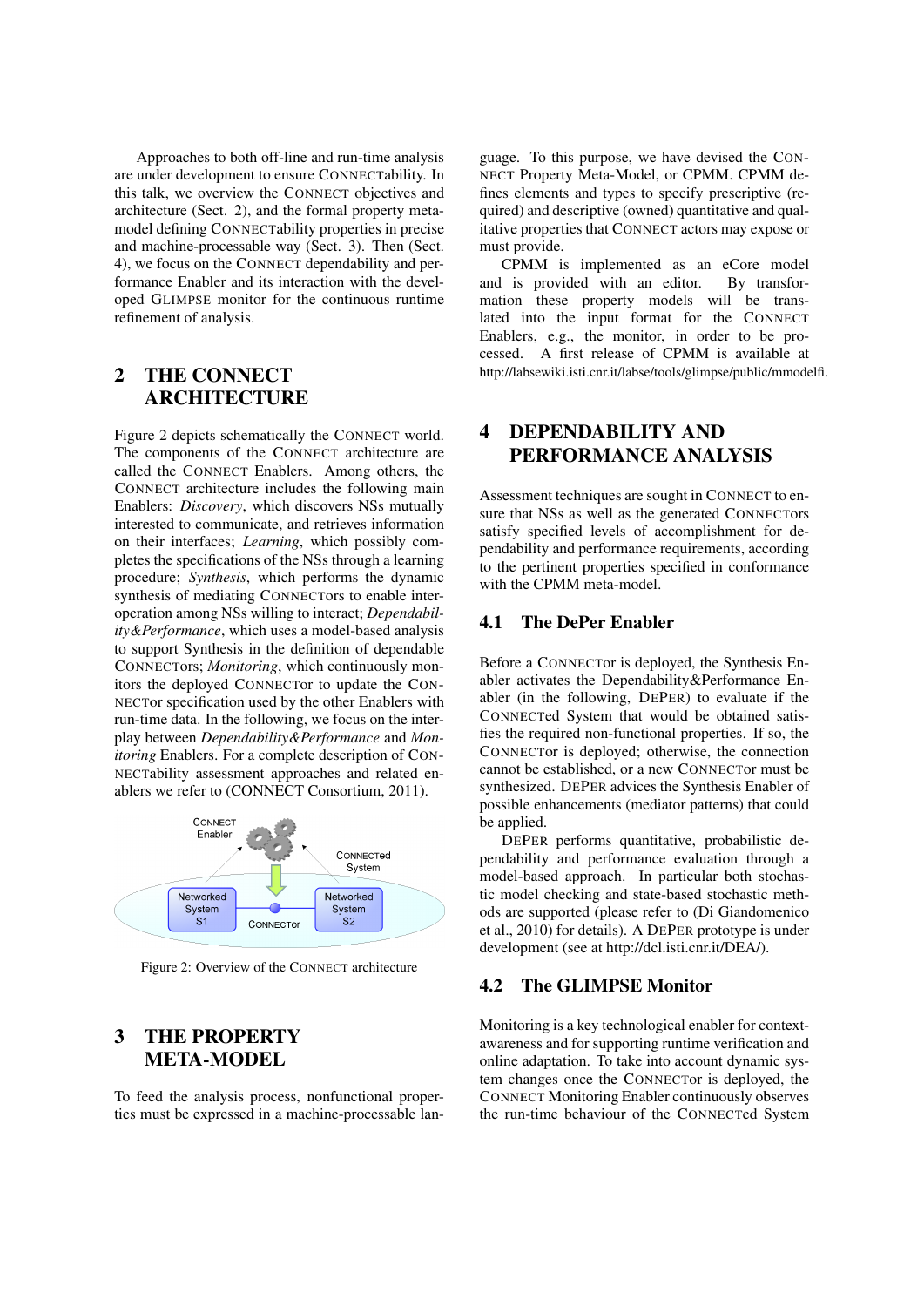Approaches to both off-line and run-time analysis are under development to ensure CONNECTability. In this talk, we overview the CONNECT objectives and architecture (Sect. 2), and the formal property meta-model defining CONNECTability properties in precise and machine-processable way (Sect. 3). Then (Sect. 4), we focus on the CONNECT dependability and performance Enabler and its interaction with the developed GLIMPSE monitor for the continuous runtime refinement of analysis.

## 2 THE CONNECT ARCHITECTURE

Figure 2 depicts schematically the CONNECT world. The components of the CONNECT architecture are called the CONNECT Enablers. Among others, the CONNECT architecture includes the following main Enablers: *Discovery*, which discovers NSs mutually interested to communicate, and retrieves information on their interfaces; *Learning*, which possibly completes the specifications of the NSs through a learning procedure; *Synthesis*, which performs the dynamic synthesis of mediating CONNECTors to enable interoperation among NSs willing to interact; *Dependability&Performance*, which uses a model-based analysis to support Synthesis in the definition of dependable CONNECTors; *Monitoring*, which continuously monitors the deployed CONNECTor to update the CONNECTor specification used by the other Enablers with run-time data. In the following, we focus on the interplay between *Dependability&Performance* and *Monitoring* Enablers. For a complete description of CONNECTability assessment approaches and related enablers we refer to (CONNECT Consortium, 2011).

Figure 2: Overview of the CONNECT architecture

## 3 THE PROPERTY META-MODEL

To feed the analysis process, nonfunctional properties must be expressed in a machine-processable language. To this purpose, we have devised the CONNECT Property Meta-Model, or CPMM. CPMM defines elements and types to specify prescriptive (required) and descriptive (owned) quantitative and qualitative properties that CONNECT actors may expose or must provide.

CPMM is implemented as an eCore model and is provided with an editor. By transformation these property models will be translated into the input format for the CONNECT Enablers, e.g., the monitor, in order to be processed. A first release of CPMM is available at http://labsewiki.isti.cnr.it/labse/tools/glimpse/public/mmodelfi.

## 4 DEPENDABILITY AND PERFORMANCE ANALYSIS

Assessment techniques are sought in CONNECT to ensure that NSs as well as the generated CONNECTors satisfy specified levels of accomplishment for dependability and performance requirements, according to the pertinent properties specified in conformance with the CPMM meta-model.

### 4.1 The DePer Enabler

Before a CONNECTor is deployed, the Synthesis Enabler activates the Dependability&Performance Enabler (in the following, DEPER) to evaluate if the CONNECTed System that would be obtained satisfies the required non-functional properties. If so, the CONNECTor is deployed; otherwise, the connection cannot be established, or a new CONNECTor must be synthesized. DEPER advices the Synthesis Enabler of possible enhancements (mediator patterns) that could be applied.

DEPER performs quantitative, probabilistic dependability and performance evaluation through a model-based approach. In particular both stochastic model checking and state-based stochastic methods are supported (please refer to (Di Giandomenico et al., 2010) for details). A DEPER prototype is under development (see at http://dcl.isti.cnr.it/DEA/).

### 4.2 The GLIMPSE Monitor

Monitoring is a key technological enabler for context-awareness and for supporting runtime verification and online adaptation. To take into account dynamic system changes once the CONNECTor is deployed, the CONNECT Monitoring Enabler continuously observes the run-time behaviour of the CONNECTed System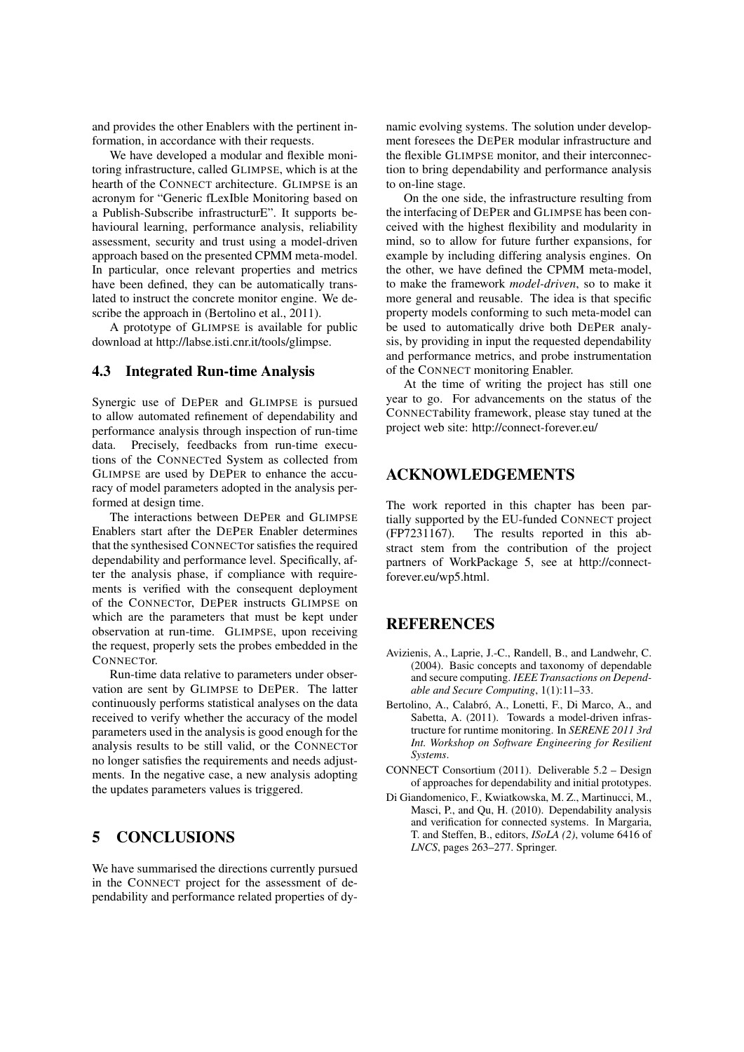and provides the other Enablers with the pertinent information, in accordance with their requests.

We have developed a modular and flexible monitoring infrastructure, called GLIMPSE, which is at the hearth of the CONNECT architecture. GLIMPSE is an acronym for "Generic fLexIble Monitoring based on a Publish-Subscribe infrastructurE". It supports behavioural learning, performance analysis, reliability assessment, security and trust using a model-driven approach based on the presented CPMM meta-model. In particular, once relevant properties and metrics have been defined, they can be automatically translated to instruct the concrete monitor engine. We describe the approach in (Bertolino et al., 2011).

A prototype of GLIMPSE is available for public download at http://labse.isti.cnr.it/tools/glimpse.

### 4.3 Integrated Run-time Analysis

Synergic use of DEPER and GLIMPSE is pursued to allow automated refinement of dependability and performance analysis through inspection of run-time data. Precisely, feedbacks from run-time executions of the CONNECTed System as collected from GLIMPSE are used by DEPER to enhance the accuracy of model parameters adopted in the analysis performed at design time.

The interactions between DEPER and GLIMPSE Enablers start after the DEPER Enabler determines that the synthesised CONNECTor satisfies the required dependability and performance level. Specifically, after the analysis phase, if compliance with requirements is verified with the consequent deployment of the CONNECTor, DEPER instructs GLIMPSE on which are the parameters that must be kept under observation at run-time. GLIMPSE, upon receiving the request, properly sets the probes embedded in the CONNECTor.

Run-time data relative to parameters under observation are sent by GLIMPSE to DEPER. The latter continuously performs statistical analyses on the data received to verify whether the accuracy of the model parameters used in the analysis is good enough for the analysis results to be still valid, or the CONNECTor no longer satisfies the requirements and needs adjustments. In the negative case, a new analysis adopting the updates parameters values is triggered.

## 5 CONCLUSIONS

We have summarised the directions currently pursued in the CONNECT project for the assessment of dependability and performance related properties of dynamic evolving systems. The solution under development foresees the DEPER modular infrastructure and the flexible GLIMPSE monitor, and their interconnection to bring dependability and performance analysis to on-line stage.

On the one side, the infrastructure resulting from the interfacing of DEPER and GLIMPSE has been conceived with the highest flexibility and modularity in mind, so to allow for future further expansions, for example by including differing analysis engines. On the other, we have defined the CPMM meta-model, to make the framework *model-driven*, so to make it more general and reusable. The idea is that specific property models conforming to such meta-model can be used to automatically drive both DEPER analysis, by providing in input the requested dependability and performance metrics, and probe instrumentation of the CONNECT monitoring Enabler.

At the time of writing the project has still one year to go. For advancements on the status of the CONNECTability framework, please stay tuned at the project web site: http://connect-forever.eu/

## ACKNOWLEDGEMENTS

The work reported in this chapter has been partially supported by the EU-funded CONNECT project (FP7231167). The results reported in this abstract stem from the contribution of the project partners of WorkPackage 5, see at http://connect-forever.eu/wp5.html.

## REFERENCES

Avizienis, A., Laprie, J.-C., Randell, B., and Landwehr, C. (2004). Basic concepts and taxonomy of dependable and secure computing. *IEEE Transactions on Dependable and Secure Computing*, 1(1):11–33.

Bertolino, A., Calabró, A., Lonetti, F., Di Marco, A., and Sabetta, A. (2011). Towards a model-driven infrastructure for runtime monitoring. In *SERENE 2011 3rd Int. Workshop on Software Engineering for Resilient Systems*.

CONNECT Consortium (2011). Deliverable 5.2 – Design of approaches for dependability and initial prototypes.

Di Giandomenico, F., Kwiatkowska, M. Z., Martinucci, M., Masci, P., and Qu, H. (2010). Dependability analysis and verification for connected systems. In Margaria, T. and Steffen, B., editors, *ISoLA (2)*, volume 6416 of *LNCS*, pages 263–277. Springer.